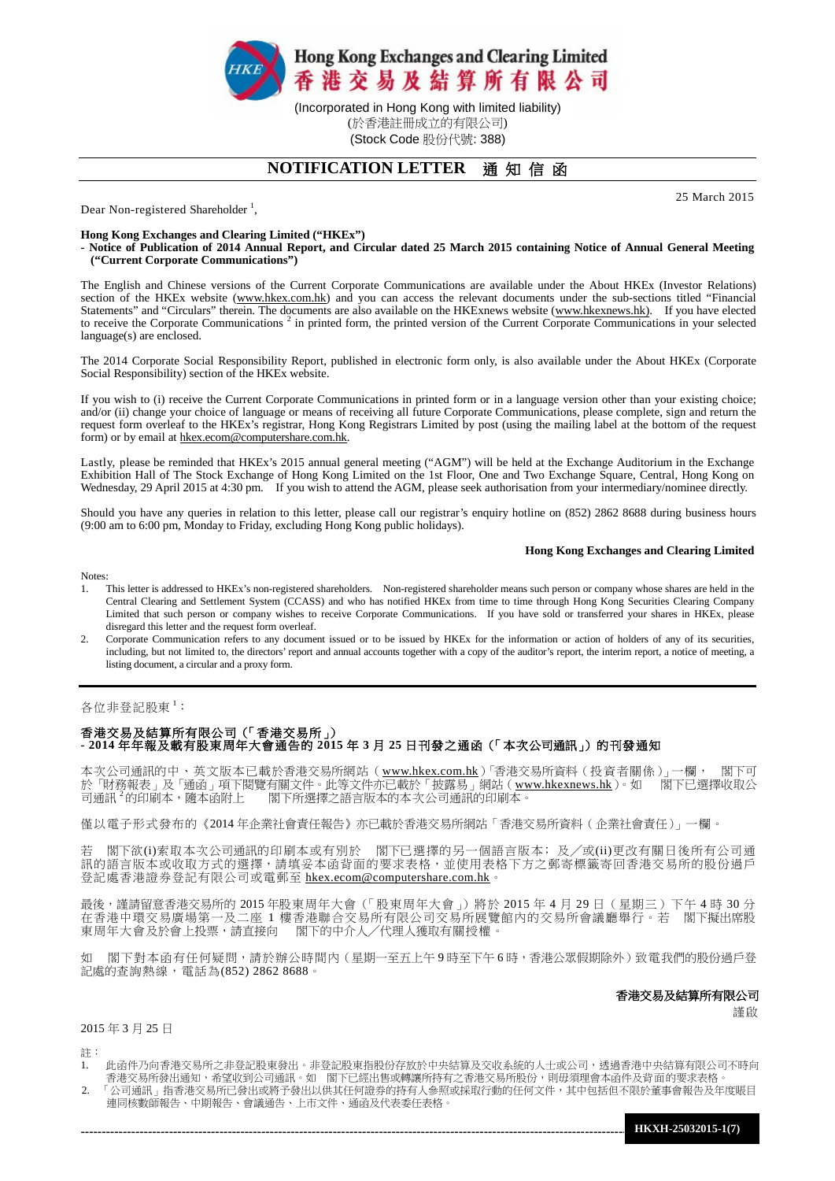**Hong Kong Exchanges and Clearing Limited**
**香港交易及結算所有限公司**

(Incorporated in Hong Kong with limited liability)
(於香港註冊成立的有限公司)
(Stock Code 股份代號: 388)

# NOTIFICATION LETTER 通 知 信 函

25 March 2015

Dear Non-registered Shareholder [1],

**Hong Kong Exchanges and Clearing Limited ("HKEx")**
**- Notice of Publication of 2014 Annual Report, and Circular dated 25 March 2015 containing Notice of Annual General Meeting ("Current Corporate Communications")**

The English and Chinese versions of the Current Corporate Communications are available under the About HKEx (Investor Relations) section of the HKEx website (www.hkex.com.hk) and you can access the relevant documents under the sub-sections titled "Financial Statements" and "Circulars" therein. The documents are also available on the HKExnews website (www.hkexnews.hk). If you have elected to receive the Corporate Communications [2] in printed form, the printed version of the Current Corporate Communications in your selected language(s) are enclosed.

The 2014 Corporate Social Responsibility Report, published in electronic form only, is also available under the About HKEx (Corporate Social Responsibility) section of the HKEx website.

If you wish to (i) receive the Current Corporate Communications in printed form or in a language version other than your existing choice; and/or (ii) change your choice of language or means of receiving all future Corporate Communications, please complete, sign and return the request form overleaf to the HKEx's registrar, Hong Kong Registrars Limited by post (using the mailing label at the bottom of the request form) or by email at hkex.ecom@computershare.com.hk.

Lastly, please be reminded that HKEx's 2015 annual general meeting ("AGM") will be held at the Exchange Auditorium in the Exchange Exhibition Hall of The Stock Exchange of Hong Kong Limited on the 1st Floor, One and Two Exchange Square, Central, Hong Kong on Wednesday, 29 April 2015 at 4:30 pm. If you wish to attend the AGM, please seek authorisation from your intermediary/nominee directly.

Should you have any queries in relation to this letter, please call our registrar's enquiry hotline on (852) 2862 8688 during business hours (9:00 am to 6:00 pm, Monday to Friday, excluding Hong Kong public holidays).

**Hong Kong Exchanges and Clearing Limited**

Notes:

1. This letter is addressed to HKEx's non-registered shareholders. Non-registered shareholder means such person or company whose shares are held in the Central Clearing and Settlement System (CCASS) and who has notified HKEx from time to time through Hong Kong Securities Clearing Company Limited that such person or company wishes to receive Corporate Communications. If you have sold or transferred your shares in HKEx, please disregard this letter and the request form overleaf.
2. Corporate Communication refers to any document issued or to be issued by HKEx for the information or action of holders of any of its securities, including, but not limited to, the directors' report and annual accounts together with a copy of the auditor's report, the interim report, a notice of meeting, a listing document, a circular and a proxy form.

---

各位非登記股東 [1]：

**香港交易及結算所有限公司（「香港交易所」）**
**- 2014 年年報及載有股東周年大會通告的 2015 年 3 月 25 日刊發之通函（「本次公司通訊」）的刊發通知**

本次公司通訊的中、英文版本已載於香港交易所網站（www.hkex.com.hk）「香港交易所資料（投資者關係）」一欄， 閣下可於「財務報表」及「通函」項下閱覽有關文件。此等文件亦已載於「披露易」網站（www.hkexnews.hk）。如 閣下已選擇收取公司通訊 [2]的印刷本，隨本函附上 閣下所選擇之語言版本的本次公司通訊的印刷本。

僅以電子形式發布的《2014 年企業社會責任報告》亦已載於香港交易所網站「香港交易所資料（企業社會責任）」一欄。

若 閣下欲(i)索取本次公司通訊的印刷本或有別於 閣下已選擇的另一個語言版本；及／或(ii)更改有關日後所有公司通訊的語言版本或收取方式的選擇，請填妥本函背面的要求表格，並使用表格下方之郵寄標籤寄回香港交易所的股份過戶登記處香港證券登記有限公司或電郵至 hkex.ecom@computershare.com.hk。

最後，謹請留意香港交易所的 2015 年股東周年大會（「股東周年大會」）將於 2015 年 4 月 29 日（星期三）下午 4 時 30 分在香港中環交易廣場第一及二座 1 樓香港聯合交易所有限公司交易所展覽館內的交易所會議廳舉行。若 閣下擬出席股東周年大會及於會上投票，請直接向 閣下的中介人／代理人獲取有關授權。

如 閣下對本函有任何疑問，請於辦公時間內（星期一至五上午 9 時至下午 6 時，香港公眾假期除外）致電我們的股份過戶登記處的查詢熱線，電話為(852) 2862 8688。

**香港交易及結算所有限公司**
謹啟

2015 年 3 月 25 日

註：

1. 此函件乃向香港交易所之非登記股東發出。非登記股東指股份存放於中央結算及交收系統的人士或公司，透過香港中央結算有限公司不時向香港交易所發出通知，希望收到公司通訊。如 閣下已經出售或轉讓所持有之香港交易所股份，則毋須理會本函件及背面的要求表格。
2. 「公司通訊」指香港交易所已發出或將予發出以供其任何證券的持有人參照或採取行動的任何文件，其中包括但不限於董事會報告及年度賬目連同核數師報告、中期報告、會議通告、上市文件、通函及代表委任表格。

HKXH-25032015-1(7)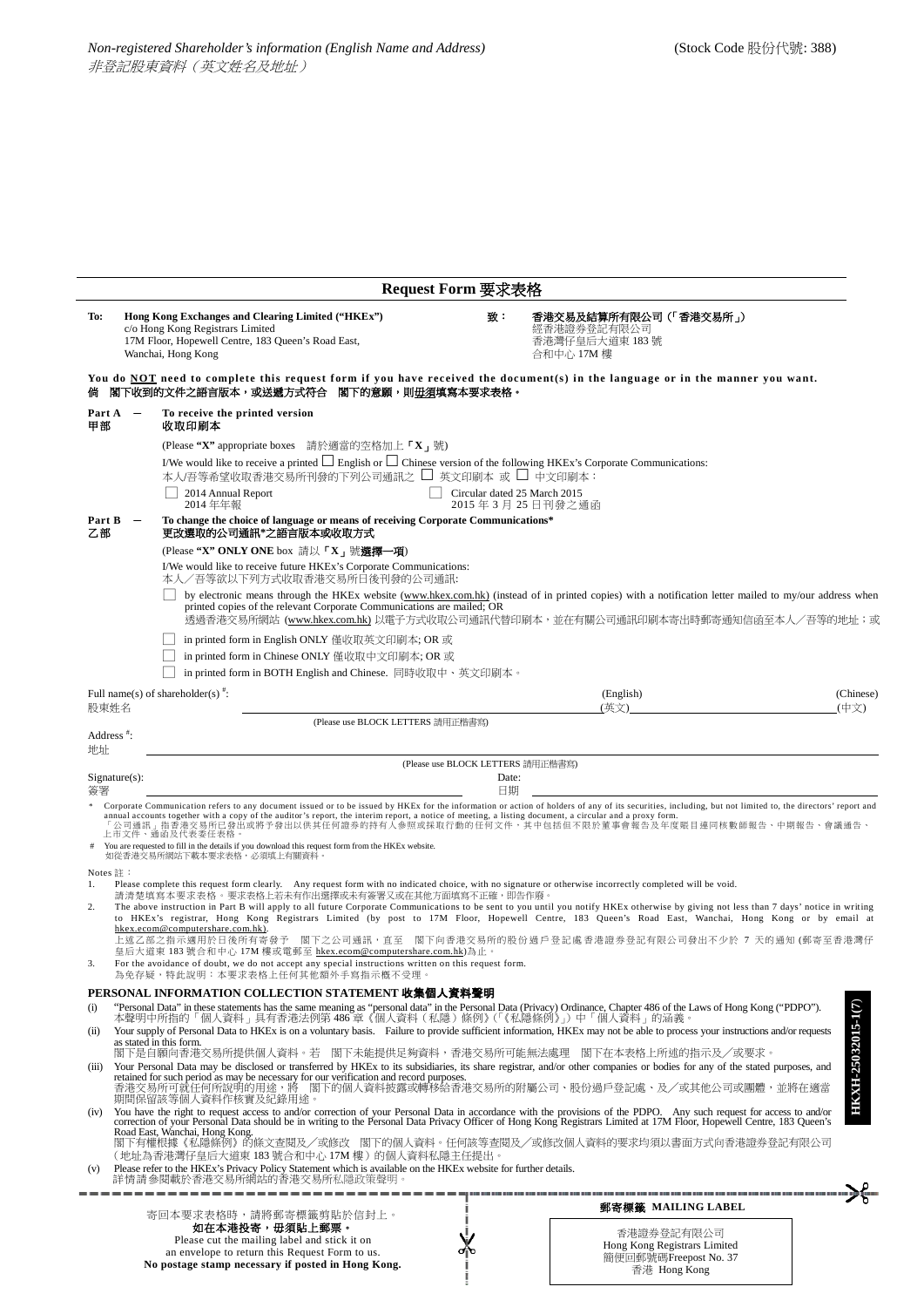*Non-registered Shareholder's information (English Name and Address)*
*非登記股東資料（英文姓名及地址）*

(Stock Code 股份代號: 388)

# Request Form 要求表格

**To:** **Hong Kong Exchanges and Clearing Limited ("HKEx")**
c/o Hong Kong Registrars Limited
17M Floor, Hopewell Centre, 183 Queen's Road East,
Wanchai, Hong Kong

**致：** **香港交易及結算所有限公司（「香港交易所」）**
經香港證券登記有限公司
香港灣仔皇后大道東 183 號
合和中心 17M 樓

**You do NOT need to complete this request form if you have received the document(s) in the language or in the manner you want.**
**倘 閣下收到的文件之語言版本，或送遞方式符合 閣下的意願，則毋須填寫本要求表格。**

**Part A 甲部 — To receive the printed version 收取印刷本**

(Please **"X"** appropriate boxes 請於適當的空格加上「**X**」號)

I/We would like to receive a printed ☐ English or ☐ Chinese version of the following HKEx's Corporate Communications:
本人/吾等希望收取香港交易所刊發的下列公司通訊之 ☐ 英文印刷本 或 ☐ 中文印刷本：

☐ 2014 Annual Report 2014 年年報　　☐ Circular dated 25 March 2015 2015 年 3 月 25 日刊發之通函

**Part B 乙部 — To change the choice of language or means of receiving Corporate Communications\* 更改選取的公司通訊\*之語言版本或收取方式**

(Please **"X" ONLY ONE** box 請以「**X**」號**選擇一項**)

I/We would like to receive future HKEx's Corporate Communications:
本人／吾等欲以下列方式收取香港交易所日後刊發的公司通訊:

☐ by electronic means through the HKEx website (www.hkex.com.hk) (instead of in printed copies) with a notification letter mailed to my/our address when printed copies of the relevant Corporate Communications are mailed; OR
透過香港交易所網站 (www.hkex.com.hk) 以電子方式收取公司通訊代替印刷本，並在有關公司通訊印刷本寄出時郵寄通知信函至本人／吾等的地址；或

☐ in printed form in English ONLY 僅收取英文印刷本; OR 或

☐ in printed form in Chinese ONLY 僅收取中文印刷本; OR 或

☐ in printed form in BOTH English and Chinese. 同時收取中、英文印刷本。

Full name(s) of shareholder(s) [#]: 股東姓名 ______________________ (English) (英文) ______________________ (Chinese) (中文)

(Please use BLOCK LETTERS 請用正楷書寫)

Address [#]: 地址 ______________________________________________

(Please use BLOCK LETTERS 請用正楷書寫)

Signature(s): 簽署 ______________________ Date: 日期 ______________________

\* Corporate Communication refers to any document issued or to be issued by HKEx for the information or action of holders of any of its securities, including, but not limited to, the directors' report and annual accounts together with a copy of the auditor's report, the interim report, a notice of meeting, a listing document, a circular and a proxy form.
「公司通訊」指香港交易所已發出或將予發出以供其任何證券的持有人參照或採取行動的任何文件，其中包括但不限於董事會報告及年度賬目連同核數師報告、中期報告、會議通告、上市文件、通函及代表委任表格。

\# You are requested to fill in the details if you download this request form from the HKEx website.
如從香港交易所網站下載本要求表格，必須填上有關資料。

Notes 註：

1. Please complete this request form clearly. Any request form with no indicated choice, with no signature or otherwise incorrectly completed will be void.
請清楚填寫本要求表格。要求表格上若未有作出選擇或未有簽署又或在其他方面填寫不正確，即告作廢。
2. The above instruction in Part B will apply to all future Corporate Communications to be sent to you until you notify HKEx otherwise by giving not less than 7 days' notice in writing to HKEx's registrar, Hong Kong Registrars Limited (by post to 17M Floor, Hopewell Centre, 183 Queen's Road East, Wanchai, Hong Kong or by email at hkex.ecom@computershare.com.hk).
上述乙部之指示適用於日後所有寄發予 閣下之公司通訊，直至 閣下向香港交易所的股份過戶登記處香港證券登記有限公司發出不少於 7 天的通知 (郵寄至香港灣仔皇后大道東 183 號合和中心 17M 樓或電郵至 hkex.ecom@computershare.com.hk)為止。
3. For the avoidance of doubt, we do not accept any special instructions written on this request form.
為免存疑，特此說明：本要求表格上任何其他額外手寫指示概不受理。

**PERSONAL INFORMATION COLLECTION STATEMENT 收集個人資料聲明**

(i) "Personal Data" in these statements has the same meaning as "personal data" in the Personal Data (Privacy) Ordinance, Chapter 486 of the Laws of Hong Kong ("PDPO").
本聲明中所指的「個人資料」具有香港法例第 486 章《個人資料（私隱）條例》(「《私隱條例》」) 中「個人資料」的涵義。

(ii) Your supply of Personal Data to HKEx is on a voluntary basis. Failure to provide sufficient information, HKEx may not be able to process your instructions and/or requests as stated in this form.
閣下是自願向香港交易所提供個人資料。若 閣下未能提供足夠資料，香港交易所可能無法處理 閣下在本表格上所述的指示及／或要求。

(iii) Your Personal Data may be disclosed or transferred by HKEx to its subsidiaries, its share registrar, and/or other companies or bodies for any of the stated purposes, and retained for such period as may be necessary for our verification and record purposes.
香港交易所可就任何所說明的用途，將 閣下的個人資料披露或轉移給香港交易所的附屬公司、股份過戶登記處、及／或其他公司或團體，並將在適當期間保留該等個人資料作核實及紀錄用途。

(iv) You have the right to request access to and/or correction of your Personal Data in accordance with the provisions of the PDPO. Any such request for access to and/or correction of your Personal Data should be in writing to the Personal Data Privacy Officer of Hong Kong Registrars Limited at 17M Floor, Hopewell Centre, 183 Queen's Road East, Wanchai, Hong Kong.
閣下有權根據《私隱條例》的條文查閱及／或修改 閣下的個人資料。任何該等查閱及／或修改個人資料的要求均須以書面方式向香港證券登記有限公司（地址為香港灣仔皇后大道東 183 號合和中心 17M 樓）的個人資料私隱主任提出。

(v) Please refer to the HKEx's Privacy Policy Statement which is available on the HKEx website for further details.
詳情請參閱載於香港交易所網站的香港交易所私隱政策聲明。

HKXH-25032015-1(7)

寄回本要求表格時，請將郵寄標籤剪貼於信封上。
**如在本港投寄，毋須貼上郵票。**
Please cut the mailing label and stick it on an envelope to return this Request Form to us.
**No postage stamp necessary if posted in Hong Kong.**

**郵寄標籤 MAILING LABEL**

香港證券登記有限公司
Hong Kong Registrars Limited
簡便回郵號碼Freepost No. 37
香港 Hong Kong